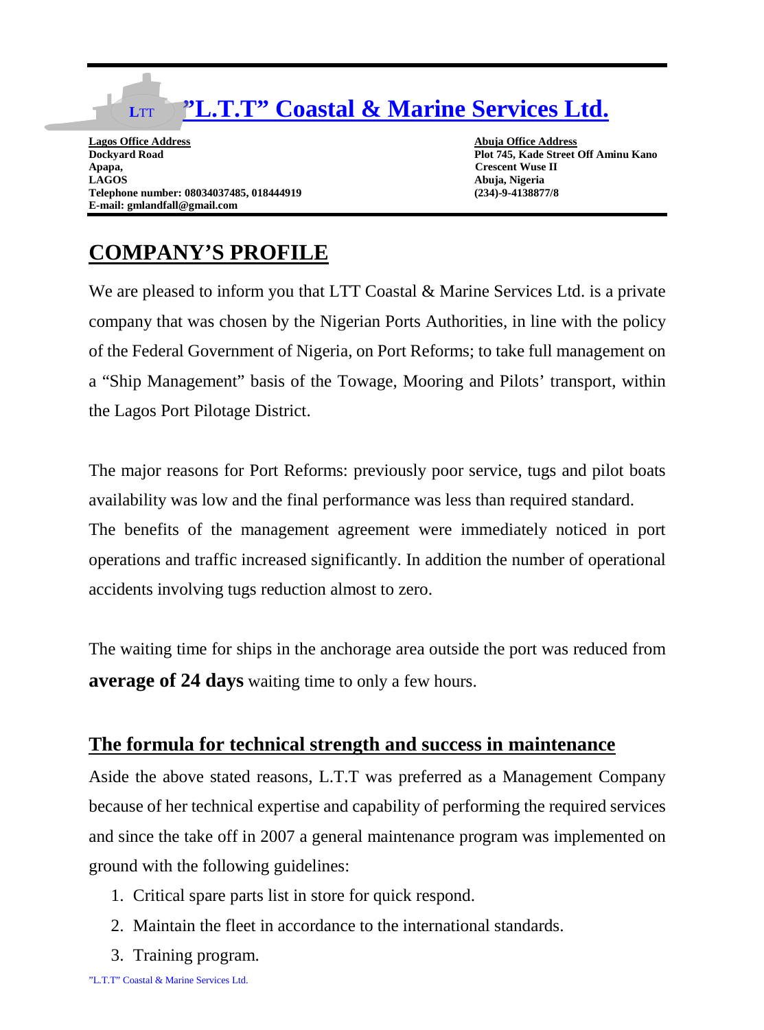# "L.T.T" Coastal & Marine Services Ltd.

**Lagos Office Address**
**Dockyard Road**
**Apapa,**
**LAGOS**
**Telephone number: 08034037485, 018444919**
**E-mail: gmlandfall@gmail.com**

**Abuja Office Address**
**Plot 745, Kade Street Off Aminu Kano**
**Crescent Wuse II**
**Abuja, Nigeria**
**(234)-9-4138877/8**

## COMPANY'S PROFILE

We are pleased to inform you that LTT Coastal & Marine Services Ltd. is a private company that was chosen by the Nigerian Ports Authorities, in line with the policy of the Federal Government of Nigeria, on Port Reforms; to take full management on a "Ship Management" basis of the Towage, Mooring and Pilots' transport, within the Lagos Port Pilotage District.

The major reasons for Port Reforms: previously poor service, tugs and pilot boats availability was low and the final performance was less than required standard.
The benefits of the management agreement were immediately noticed in port operations and traffic increased significantly. In addition the number of operational accidents involving tugs reduction almost to zero.

The waiting time for ships in the anchorage area outside the port was reduced from **average of 24 days** waiting time to only a few hours.

## The formula for technical strength and success in maintenance

Aside the above stated reasons, L.T.T was preferred as a Management Company because of her technical expertise and capability of performing the required services and since the take off in 2007 a general maintenance program was implemented on ground with the following guidelines:

1. Critical spare parts list in store for quick respond.
2. Maintain the fleet in accordance to the international standards.
3. Training program.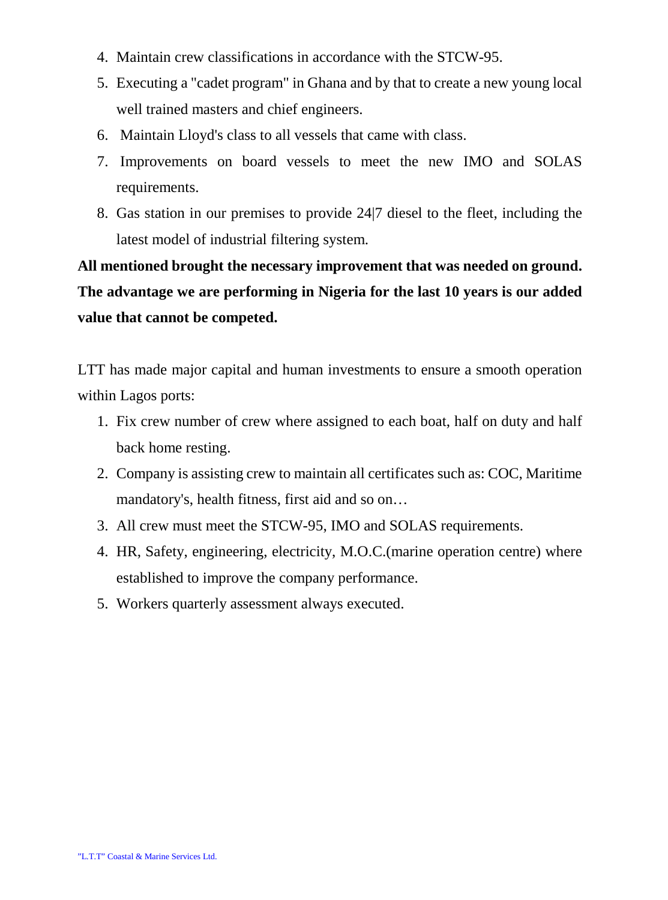4. Maintain crew classifications in accordance with the STCW-95.
5. Executing a "cadet program" in Ghana and by that to create a new young local well trained masters and chief engineers.
6. Maintain Lloyd's class to all vessels that came with class.
7. Improvements on board vessels to meet the new IMO and SOLAS requirements.
8. Gas station in our premises to provide 24|7 diesel to the fleet, including the latest model of industrial filtering system.

**All mentioned brought the necessary improvement that was needed on ground. The advantage we are performing in Nigeria for the last 10 years is our added value that cannot be competed.**

LTT has made major capital and human investments to ensure a smooth operation within Lagos ports:

1. Fix crew number of crew where assigned to each boat, half on duty and half back home resting.
2. Company is assisting crew to maintain all certificates such as: COC, Maritime mandatory's, health fitness, first aid and so on…
3. All crew must meet the STCW-95, IMO and SOLAS requirements.
4. HR, Safety, engineering, electricity, M.O.C.(marine operation centre) where established to improve the company performance.
5. Workers quarterly assessment always executed.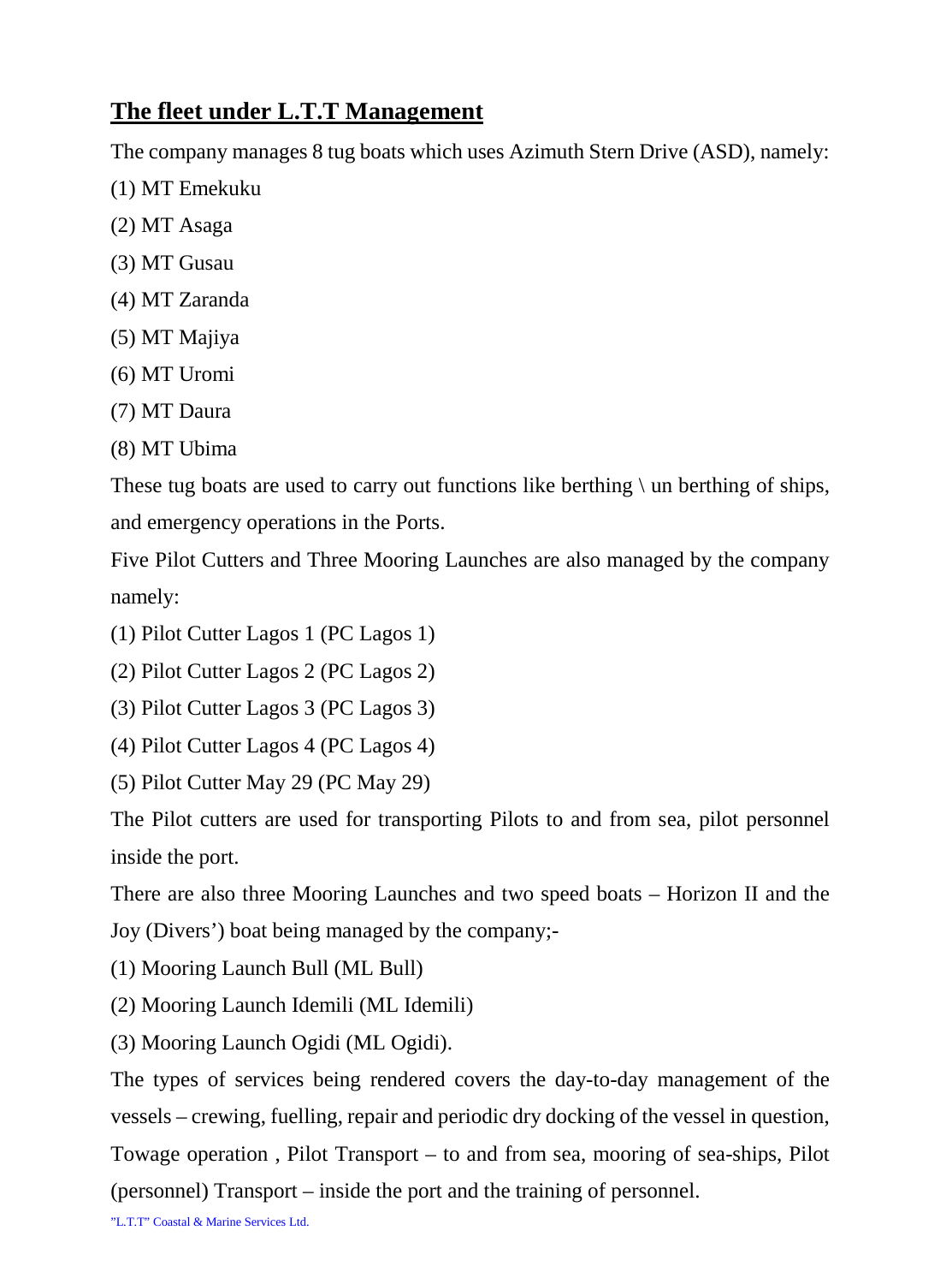## The fleet under L.T.T Management

The company manages 8 tug boats which uses Azimuth Stern Drive (ASD), namely:

(1) MT Emekuku

(2) MT Asaga

(3) MT Gusau

(4) MT Zaranda

(5) MT Majiya

(6) MT Uromi

(7) MT Daura

(8) MT Ubima

These tug boats are used to carry out functions like berthing \ un berthing of ships, and emergency operations in the Ports.

Five Pilot Cutters and Three Mooring Launches are also managed by the company namely:

(1) Pilot Cutter Lagos 1 (PC Lagos 1)

(2) Pilot Cutter Lagos 2 (PC Lagos 2)

(3) Pilot Cutter Lagos 3 (PC Lagos 3)

(4) Pilot Cutter Lagos 4 (PC Lagos 4)

(5) Pilot Cutter May 29 (PC May 29)

The Pilot cutters are used for transporting Pilots to and from sea, pilot personnel inside the port.

There are also three Mooring Launches and two speed boats – Horizon II and the Joy (Divers') boat being managed by the company;-

(1) Mooring Launch Bull (ML Bull)

(2) Mooring Launch Idemili (ML Idemili)

(3) Mooring Launch Ogidi (ML Ogidi).

The types of services being rendered covers the day-to-day management of the vessels – crewing, fuelling, repair and periodic dry docking of the vessel in question, Towage operation , Pilot Transport – to and from sea, mooring of sea-ships, Pilot (personnel) Transport – inside the port and the training of personnel.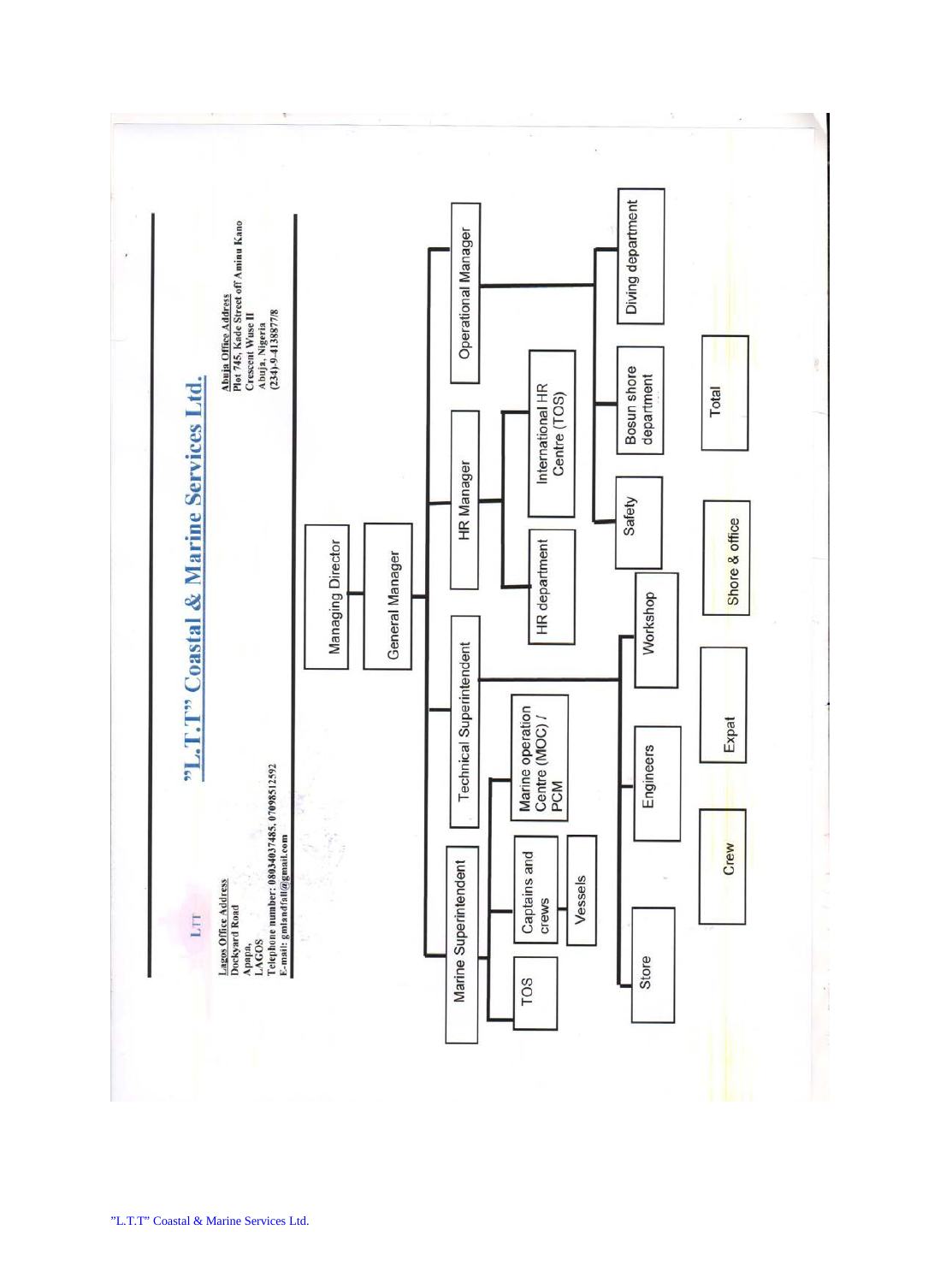# "L.T.T" Coastal & Marine Services Ltd.

LTT

**Lagos Office Address**
Dockyard Road
Apapa,
LAGOS
Telephone number: 08034037485, 07098512592
E-mail: gmlandfall@gmail.com

**Abuja Office Address**
Plot 745, Kade Street off Aminu Kano
Crescent Wuse II
Abuja, Nigeria
(234)-9-4138877/8

Managing Director

General Manager

Marine Superintendent

TOS

Captains and crews

Vessels

Technical Superintendent

Marine operation Centre (MOC) / PCM

Store

Engineers

Workshop

HR Manager

HR department

International HR Centre (TOS)

Operational Manager

Safety

Bosun shore department

Diving department

Crew

Expat

Shore & office

Total

"L.T.T" Coastal & Marine Services Ltd.